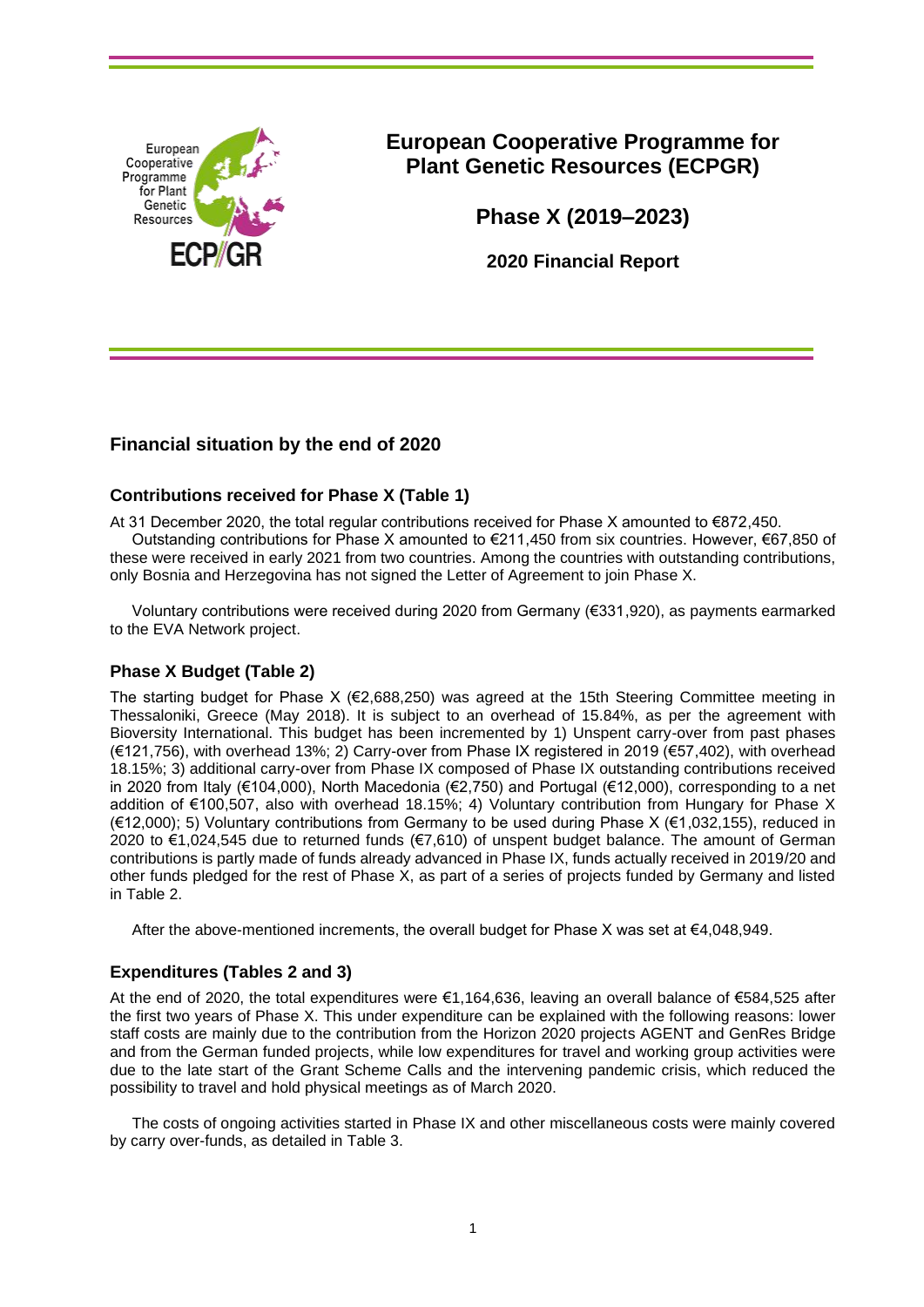# European Cooperative Programme for Plant Genetic Resources (ECPGR)

## Phase X (2019–2023)

### 2020 Financial Report

## Financial situation by the end of 2020

### Contributions received for Phase X (Table 1)

At 31 December 2020, the total regular contributions received for Phase X amounted to €872,450.

Outstanding contributions for Phase X amounted to €211,450 from six countries. However, €67,850 of these were received in early 2021 from two countries. Among the countries with outstanding contributions, only Bosnia and Herzegovina has not signed the Letter of Agreement to join Phase X.

Voluntary contributions were received during 2020 from Germany (€331,920), as payments earmarked to the EVA Network project.

### Phase X Budget (Table 2)

The starting budget for Phase X (€2,688,250) was agreed at the 15th Steering Committee meeting in Thessaloniki, Greece (May 2018). It is subject to an overhead of 15.84%, as per the agreement with Bioversity International. This budget has been incremented by 1) Unspent carry-over from past phases (€121,756), with overhead 13%; 2) Carry-over from Phase IX registered in 2019 (€57,402), with overhead 18.15%; 3) additional carry-over from Phase IX composed of Phase IX outstanding contributions received in 2020 from Italy (€104,000), North Macedonia (€2,750) and Portugal (€12,000), corresponding to a net addition of €100,507, also with overhead 18.15%; 4) Voluntary contribution from Hungary for Phase X (€12,000); 5) Voluntary contributions from Germany to be used during Phase X (€1,032,155), reduced in 2020 to €1,024,545 due to returned funds (€7,610) of unspent budget balance. The amount of German contributions is partly made of funds already advanced in Phase IX, funds actually received in 2019/20 and other funds pledged for the rest of Phase X, as part of a series of projects funded by Germany and listed in Table 2.

After the above-mentioned increments, the overall budget for Phase X was set at €4,048,949.

### Expenditures (Tables 2 and 3)

At the end of 2020, the total expenditures were €1,164,636, leaving an overall balance of €584,525 after the first two years of Phase X. This under expenditure can be explained with the following reasons: lower staff costs are mainly due to the contribution from the Horizon 2020 projects AGENT and GenRes Bridge and from the German funded projects, while low expenditures for travel and working group activities were due to the late start of the Grant Scheme Calls and the intervening pandemic crisis, which reduced the possibility to travel and hold physical meetings as of March 2020.

The costs of ongoing activities started in Phase IX and other miscellaneous costs were mainly covered by carry over-funds, as detailed in Table 3.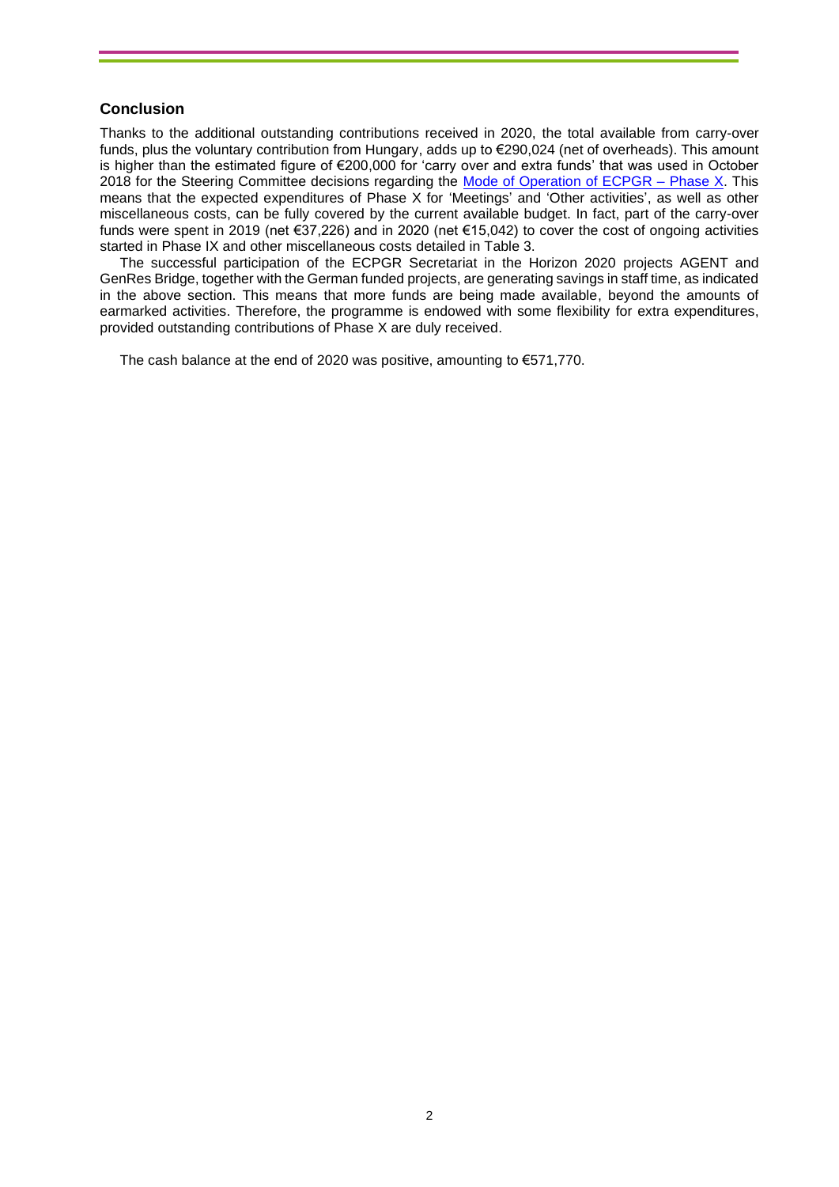## Conclusion

Thanks to the additional outstanding contributions received in 2020, the total available from carry-over funds, plus the voluntary contribution from Hungary, adds up to €290,024 (net of overheads). This amount is higher than the estimated figure of €200,000 for 'carry over and extra funds' that was used in October 2018 for the Steering Committee decisions regarding the [Mode of Operation of ECPGR – Phase X](). This means that the expected expenditures of Phase X for 'Meetings' and 'Other activities', as well as other miscellaneous costs, can be fully covered by the current available budget. In fact, part of the carry-over funds were spent in 2019 (net €37,226) and in 2020 (net €15,042) to cover the cost of ongoing activities started in Phase IX and other miscellaneous costs detailed in Table 3.

The successful participation of the ECPGR Secretariat in the Horizon 2020 projects AGENT and GenRes Bridge, together with the German funded projects, are generating savings in staff time, as indicated in the above section. This means that more funds are being made available, beyond the amounts of earmarked activities. Therefore, the programme is endowed with some flexibility for extra expenditures, provided outstanding contributions of Phase X are duly received.

The cash balance at the end of 2020 was positive, amounting to €571,770.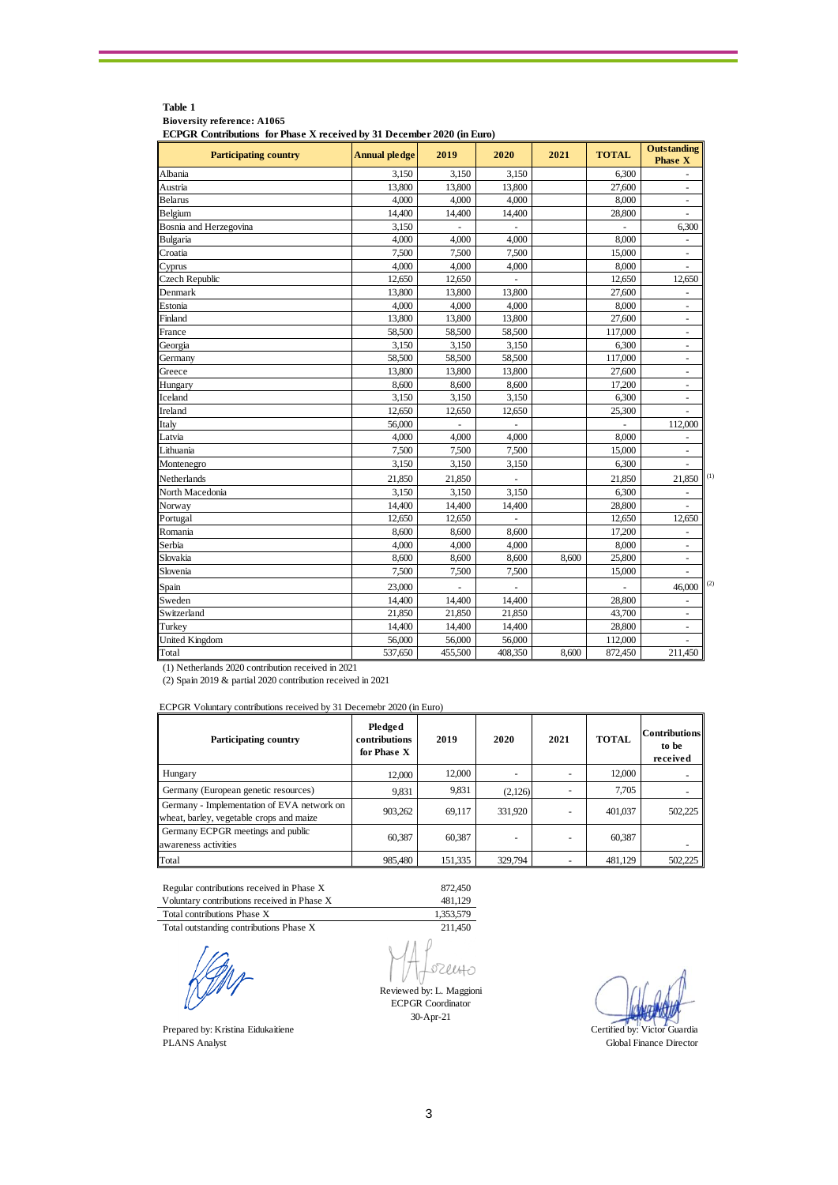**Table 1**
**Bioversity reference: A1065**
**ECPGR Contributions for Phase X received by 31 December 2020 (in Euro)**

| Participating country | Annual pledge | 2019 | 2020 | 2021 | TOTAL | Outstanding Phase X |
|---|---|---|---|---|---|---|
| Albania | 3,150 | 3,150 | 3,150 | | 6,300 | - |
| Austria | 13,800 | 13,800 | 13,800 | | 27,600 | - |
| Belarus | 4,000 | 4,000 | 4,000 | | 8,000 | - |
| Belgium | 14,400 | 14,400 | 14,400 | | 28,800 | - |
| Bosnia and Herzegovina | 3,150 | - | - | | - | 6,300 |
| Bulgaria | 4,000 | 4,000 | 4,000 | | 8,000 | - |
| Croatia | 7,500 | 7,500 | 7,500 | | 15,000 | - |
| Cyprus | 4,000 | 4,000 | 4,000 | | 8,000 | - |
| Czech Republic | 12,650 | 12,650 | - | | 12,650 | 12,650 |
| Denmark | 13,800 | 13,800 | 13,800 | | 27,600 | - |
| Estonia | 4,000 | 4,000 | 4,000 | | 8,000 | - |
| Finland | 13,800 | 13,800 | 13,800 | | 27,600 | - |
| France | 58,500 | 58,500 | 58,500 | | 117,000 | - |
| Georgia | 3,150 | 3,150 | 3,150 | | 6,300 | - |
| Germany | 58,500 | 58,500 | 58,500 | | 117,000 | - |
| Greece | 13,800 | 13,800 | 13,800 | | 27,600 | - |
| Hungary | 8,600 | 8,600 | 8,600 | | 17,200 | - |
| Iceland | 3,150 | 3,150 | 3,150 | | 6,300 | - |
| Ireland | 12,650 | 12,650 | 12,650 | | 25,300 | - |
| Italy | 56,000 | - | - | | - | 112,000 |
| Latvia | 4,000 | 4,000 | 4,000 | | 8,000 | - |
| Lithuania | 7,500 | 7,500 | 7,500 | | 15,000 | - |
| Montenegro | 3,150 | 3,150 | 3,150 | | 6,300 | - |
| Netherlands | 21,850 | 21,850 | - | | 21,850 | 21,850 (1) |
| North Macedonia | 3,150 | 3,150 | 3,150 | | 6,300 | - |
| Norway | 14,400 | 14,400 | 14,400 | | 28,800 | - |
| Portugal | 12,650 | 12,650 | - | | 12,650 | 12,650 |
| Romania | 8,600 | 8,600 | 8,600 | | 17,200 | - |
| Serbia | 4,000 | 4,000 | 4,000 | | 8,000 | - |
| Slovakia | 8,600 | 8,600 | 8,600 | 8,600 | 25,800 | - |
| Slovenia | 7,500 | 7,500 | 7,500 | | 15,000 | - |
| Spain | 23,000 | - | - | | - | 46,000 (2) |
| Sweden | 14,400 | 14,400 | 14,400 | | 28,800 | - |
| Switzerland | 21,850 | 21,850 | 21,850 | | 43,700 | - |
| Turkey | 14,400 | 14,400 | 14,400 | | 28,800 | - |
| United Kingdom | 56,000 | 56,000 | 56,000 | | 112,000 | - |
| Total | 537,650 | 455,500 | 408,350 | 8,600 | 872,450 | 211,450 |

(1) Netherlands 2020 contribution received in 2021

(2) Spain 2019 & partial 2020 contribution received in 2021

ECPGR Voluntary contributions received by 31 Decemebr 2020 (in Euro)

| Participating country | Pledged contributions for Phase X | 2019 | 2020 | 2021 | TOTAL | Contributions to be received |
|---|---|---|---|---|---|---|
| Hungary | 12,000 | 12,000 | - | - | 12,000 | - |
| Germany (European genetic resources) | 9,831 | 9,831 | (2,126) | - | 7,705 | - |
| Germany - Implementation of EVA network on wheat, barley, vegetable crops and maize | 903,262 | 69,117 | 331,920 | - | 401,037 | 502,225 |
| Germany ECPGR meetings and public awareness activities | 60,387 | 60,387 | - | - | 60,387 | - |
| Total | 985,480 | 151,335 | 329,794 | - | 481,129 | 502,225 |

| | |
|---|---|
| Regular contributions received in Phase X | 872,450 |
| Voluntary contributions received in Phase X | 481,129 |
| Total contributions Phase X | 1,353,579 |
| Total outstanding contributions Phase X | 211,450 |

Prepared by: Kristina Eidukaitiene
PLANS Analyst

Reviewed by: L. Maggioni
ECPGR Coordinator
30-Apr-21

Certified by: Victor Guardia
Global Finance Director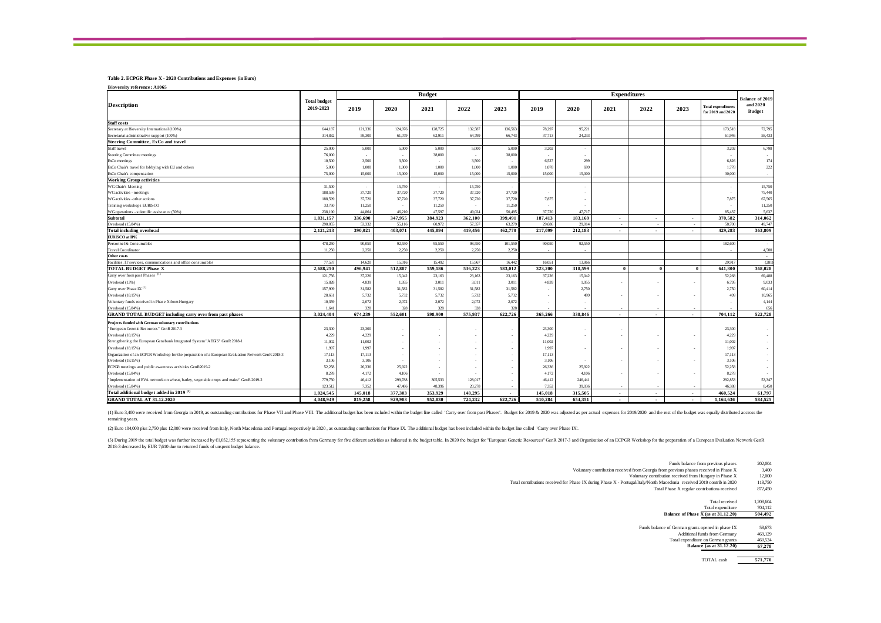**Table 2. ECPGR Phase X - 2020 Contributions and Expenses (in Euro)**

**Bioversity reference: A1065**

| Description | Total budget 2019-2023 | Budget | | | | | Expenditures | | | | | | Balance of 2019 and 2020 Budget |
|---|---|---|---|---|---|---|---|---|---|---|---|---|---|
| | | 2019 | 2020 | 2021 | 2022 | 2023 | 2019 | 2020 | 2021 | 2022 | 2023 | Total expenditures for 2019 and 2020 | |
| **Staff costs** | | | | | | | | | | | | | |
| Secretary at Bioversity International (100%) | 644,187 | 121,336 | 124,976 | 128,725 | 132,587 | 136,563 | 78,297 | 95,221 | | | | 173,518 | 72,795 |
| Secretariat administrative support (100%) | 314,832 | 59,300 | 61,079 | 62,911 | 64,799 | 66,743 | 37,713 | 24,233 | | | | 61,946 | 58,433 |
| **Steering Committee, ExCo and travel** | | | | | | | | | | | | | |
| Staff travel | 25,000 | 5,000 | 5,000 | 5,000 | 5,000 | 5,000 | 3,202 | - | | | | 3,202 | 6,798 |
| Steering Committee meetings | 76,000 | - | - | 38,000 | - | 38,000 | - | - | | | | - | - |
| ExCo meetings | 10,500 | 3,500 | 3,500 | - | 3,500 | - | 6,527 | 299 | | | | 6,826 | 174 |
| ExCo Chair's travel for lobbying with EU and others | 5,000 | 1,000 | 1,000 | 1,000 | 1,000 | 1,000 | 1,078 | 699 | | | | 1,778 | 222 |
| ExCo Chair's compensation | 75,000 | 15,000 | 15,000 | 15,000 | 15,000 | 15,000 | 15,000 | 15,000 | | | | 30,000 | - |
| **Working Group activities** | | | | | | | | | | | | | |
| WG Chair's Meeting | 31,500 | - | 15,750 | - | 15,750 | - | | - | | | | - | 15,750 |
| WG activities - meetings | 188,599 | 37,720 | 37,720 | 37,720 | 37,720 | 37,720 | - | - | | | | - | 75,440 |
| WG activities -other actions | 188,599 | 37,720 | 37,720 | 37,720 | 37,720 | 37,720 | 7,875 | - | | | | 7,875 | 67,565 |
| Training workshops EURISCO | 33,750 | 11,250 | - | 11,250 | - | 11,250 | - | - | | | | - | 11,250 |
| WG operations - scientific assistance (50%) | 238,190 | 44,864 | 46,210 | 47,597 | 49,024 | 50,495 | 37,720 | 47,717 | | | | 85,437 | 5,637 |
| **Subtotal** | **1,831,157** | **336,690** | **347,955** | **384,923** | **362,100** | **399,491** | **187,413** | **183,169** | **-** | **-** | **-** | **370,582** | **314,062** |
| Overhead (15.84%) | 290,055 | 53,332 | 55,116 | 60,972 | 57,357 | 63,279 | 29,686 | 29,014 | - | - | - | 58,700 | 49,747 |
| **Total including overhead** | **2,121,213** | **390,021** | **403,071** | **445,894** | **419,456** | **462,770** | **217,099** | **212,183** | **-** | **-** | **-** | **429,283** | **363,809** |
| **EURISCO at IPK** | | | | | | | | | | | | | |
| Personnel & Consumables | 478,250 | 90,050 | 92,550 | 95,550 | 98,550 | 101,550 | 90,050 | 92,550 | | | | 182,600 | - |
| Travel Coordinator | 11,250 | 2,250 | 2,250 | 2,250 | 2,250 | 2,250 | - | - | | | | - | 4,500 |
| **Other costs** | | | | | | | | | | | | | - |
| Facilities, IT services, communications and office consumables | 77,537 | 14,620 | 15,016 | 15,492 | 15,967 | 16,442 | 16,051 | 13,866 | | | | 29,917 | (281) |
| **TOTAL BUDGET Phase X** | **2,688,250** | **496,941** | **512,887** | **559,186** | **536,223** | **583,012** | **323,200** | **318,599** | **0** | **0** | **0** | **641,800** | **368,028** |
| Carry over from past Phases [(1)] | 121,756 | 37,226 | 15,042 | 23,163 | 23,163 | 23,163 | 37,226 | 15,042 | | | | 52,268 | 69,488 |
| Overhead (13%) | 15,828 | 4,839 | 1,955 | 3,011 | 3,011 | 3,011 | 4,839 | 1,955 | - | - | - | 6,795 | 9,033 |
| Carry over Phase IX [(2)] | 157,909 | 31,582 | 31,582 | 31,582 | 31,582 | 31,582 | - | 2,750 | | | | 2,750 | 60,414 |
| Overhead (18.15%) | 28,661 | 5,732 | 5,732 | 5,732 | 5,732 | 5,732 | - | 499 | - | - | - | 499 | 10,965 |
| Voluntary funds received in Phase X from Hungary | 10,359 | 2,072 | 2,072 | 2,072 | 2,072 | 2,072 | - | - | | | | - | 4,144 |
| Overhead (15.84%) | 1,641 | 328 | 328 | 328 | 328 | 328 | - | - | - | - | - | - | 656 |
| **GRAND TOTAL BUDGET including carry over from past phases** | **3,024,404** | **674,239** | **552,601** | **598,900** | **575,937** | **622,726** | **365,266** | **338,846** | **-** | **-** | **-** | **704,112** | **522,728** |
| **Projects funded with German voluntary contributions** | | | | | | | | | | | | | |
| "European Genetic Resources" GenR 2017-3 | 23,300 | 23,300 | - | - | - | - | 23,300 | - | - | | | 23,300 | - |
| Overhead (18.15%) | 4,229 | 4,229 | - | - | - | - | 4,229 | - | - | - | - | 4,229 | - |
| Strengthening the European Genebank Integrated System "AEGIS" GenR 2018-1 | 11,002 | 11,002 | - | - | - | - | 11,002 | - | | | | 11,002 | - |
| Overhead (18.15%) | 1,997 | 1,997 | - | - | - | - | 1,997 | - | - | - | - | 1,997 | - |
| Organization of an ECPGR Workshop for the preparation of a European Evaluation Network GenR 2018-3 | 17,113 | 17,113 | - | - | - | - | 17,113 | - | | | | 17,113 | - |
| Overhead (18.15%) | 3,106 | 3,106 | - | - | - | - | 3,106 | - | - | - | - | 3,106 | - |
| ECPGR meetings and public awareness activities GenR2019-2 | 52,258 | 26,336 | 25,922 | - | - | - | 26,336 | 25,922 | | | | 52,258 | - |
| Overhead (15.84%) | 8,278 | 4,172 | 4,106 | - | - | - | 4,172 | 4,106 | - | - | - | 8,278 | - |
| "Implementation of EVA network on wheat, barley, vegetable crops and maize" GenR 2019-2 | 779,750 | 46,412 | 299,788 | 305,533 | 128,017 | - | 46,412 | 246,441 | | | | 292,853 | 53,347 |
| Overhead (15.84%) | 123,512 | 7,352 | 47,486 | 48,396 | 20,278 | - | 7,352 | 39,036 | - | - | - | 46,388 | 8,450 |
| **Total additional budget added in 2019 [(3)]** | **1,024,545** | **145,018** | **377,303** | **353,929** | **148,295** | **-** | **145,018** | **315,505** | **-** | **-** | **-** | **460,524** | **61,797** |
| **GRAND TOTAL AT 31.12.2020** | **4,048,949** | **819,258** | **929,903** | **952,830** | **724,232** | **622,726** | **510,284** | **654,351** | **-** | **-** | **-** | **1,164,636** | **584,525** |

(1) Euro 3,400 were received from Georgia in 2019, as outstanding contributions for Phase VII and Phase VIII. The additional budget has been included within the budget line called 'Carry over from past Phases'. Budget for 2019 & 2020 was adjusted as per actual expenses for 2019/2020 and the rest of the budget was equally distributed accross the remaining years.

(2) Euro 104,000 plus 2,750 plus 12,000 were received from Italy, North Macedonia and Portugal respectively in 2020 , as outstanding contributions for Phase IX. The additional budget has been included within the budget line called 'Carry over Phase IX'.

(3) During 2019 the total budget was further increased by €1,032,155 representing the voluntary contribution from Germany for five diferent activities as indicated in the budget table. In 2020 the budget for "European Genetic Resources" GenR 2017-3 and Organization of an ECPGR Workshop for the preparation of a European Evaluation Network GenR 2018-3 decreased by EUR 7,610 due to returned funds of unspent budget balance.

| | |
|---|---|
| Funds balance from previous phases | 202,004 |
| Voluntary contribution received from Georgia from previous phases received in Phase X | 3,400 |
| Voluntary contribution received from Hungary in Phase X | 12,000 |
| Total contributions received for Phase IX during Phase X - Portugal/Italy/North Macedonia received 2019 contrib in 2020 | 118,750 |
| Total Phase X regular contributions received | 872,450 |
| Total received | 1,208,604 |
| Total expenditure | 704,112 |
| **Balance of Phase X (as at 31.12.20)** | **504,492** |
| Funds balance of German grants opened in phase IX | 58,673 |
| Additional funds from Germany | 469,129 |
| Total expenditure on German grants | 460,524 |
| **Balance (as at 31.12.20)** | **67,278** |
| TOTAL cash | **571,770** |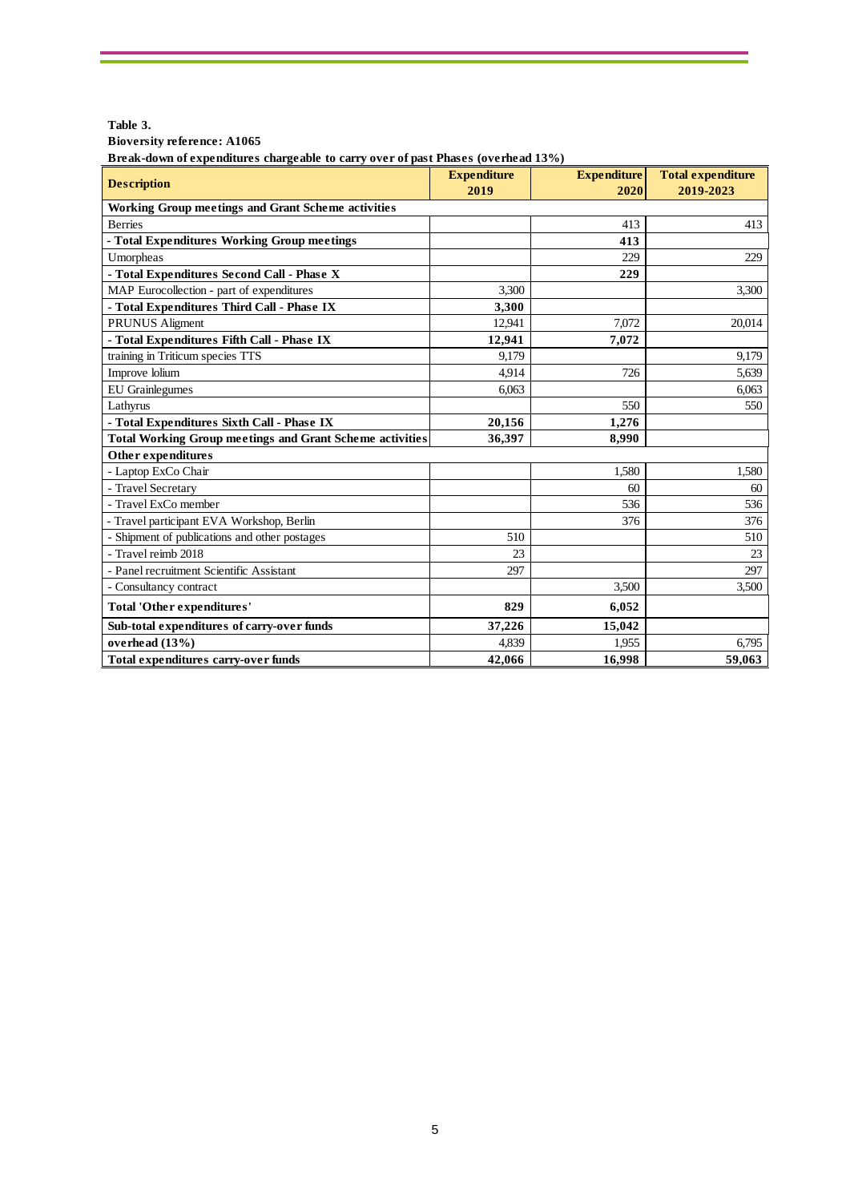**Table 3.**

**Bioversity reference: A1065**

**Break-down of expenditures chargeable to carry over of past Phases (overhead 13%)**

| Description | Expenditure 2019 | Expenditure 2020 | Total expenditure 2019-2023 |
|---|---|---|---|
| **Working Group meetings and Grant Scheme activities** | | | |
| Berries | | 413 | 413 |
| **- Total Expenditures Working Group meetings** | | **413** | |
| Umorpheas | | 229 | 229 |
| **- Total Expenditures Second Call - Phase X** | | **229** | |
| MAP Eurocollection - part of expenditures | 3,300 | | 3,300 |
| **- Total Expenditures Third Call - Phase IX** | **3,300** | | |
| PRUNUS Aligment | 12,941 | 7,072 | 20,014 |
| **- Total Expenditures Fifth Call - Phase IX** | **12,941** | **7,072** | |
| training in Triticum species TTS | 9,179 | | 9,179 |
| Improve lolium | 4,914 | 726 | 5,639 |
| EU Grainlegumes | 6,063 | | 6,063 |
| Lathyrus | | 550 | 550 |
| **- Total Expenditures Sixth Call - Phase IX** | **20,156** | **1,276** | |
| **Total Working Group meetings and Grant Scheme activities** | **36,397** | **8,990** | |
| **Other expenditures** | | | |
| - Laptop ExCo Chair | | 1,580 | 1,580 |
| - Travel Secretary | | 60 | 60 |
| - Travel ExCo member | | 536 | 536 |
| - Travel participant EVA Workshop, Berlin | | 376 | 376 |
| - Shipment of publications and other postages | 510 | | 510 |
| - Travel reimb 2018 | 23 | | 23 |
| - Panel recruitment Scientific Assistant | 297 | | 297 |
| - Consultancy contract | | 3,500 | 3,500 |
| **Total 'Other expenditures'** | **829** | **6,052** | |
| **Sub-total expenditures of carry-over funds** | **37,226** | **15,042** | |
| **overhead (13%)** | 4,839 | 1,955 | 6,795 |
| **Total expenditures carry-over funds** | **42,066** | **16,998** | **59,063** |